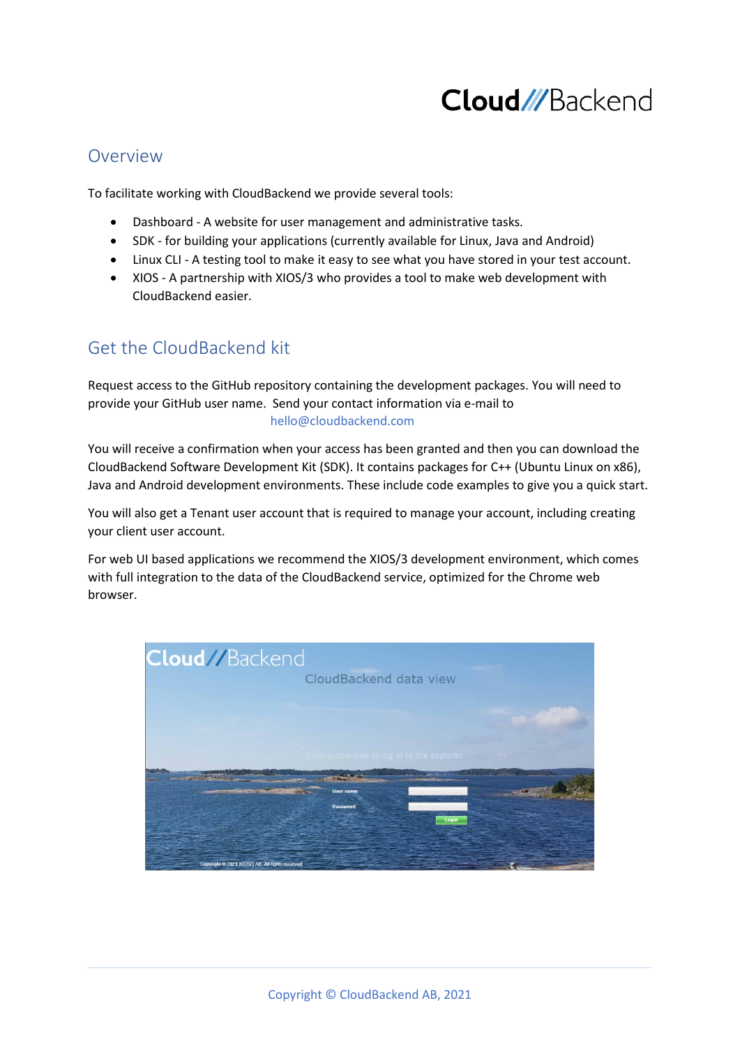## Overview

To facilitate working with CloudBackend we provide several tools:

- Dashboard - A website for user management and administrative tasks.
- SDK - for building your applications (currently available for Linux, Java and Android)
- Linux CLI - A testing tool to make it easy to see what you have stored in your test account.
- XIOS - A partnership with XIOS/3 who provides a tool to make web development with CloudBackend easier.

## Get the CloudBackend kit

Request access to the GitHub repository containing the development packages. You will need to provide your GitHub user name. Send your contact information via e-mail to hello@cloudbackend.com

You will receive a confirmation when your access has been granted and then you can download the CloudBackend Software Development Kit (SDK). It contains packages for C++ (Ubuntu Linux on x86), Java and Android development environments. These include code examples to give you a quick start.

You will also get a Tenant user account that is required to manage your account, including creating your client user account.

For web UI based applications we recommend the XIOS/3 development environment, which comes with full integration to the data of the CloudBackend service, optimized for the Chrome web browser.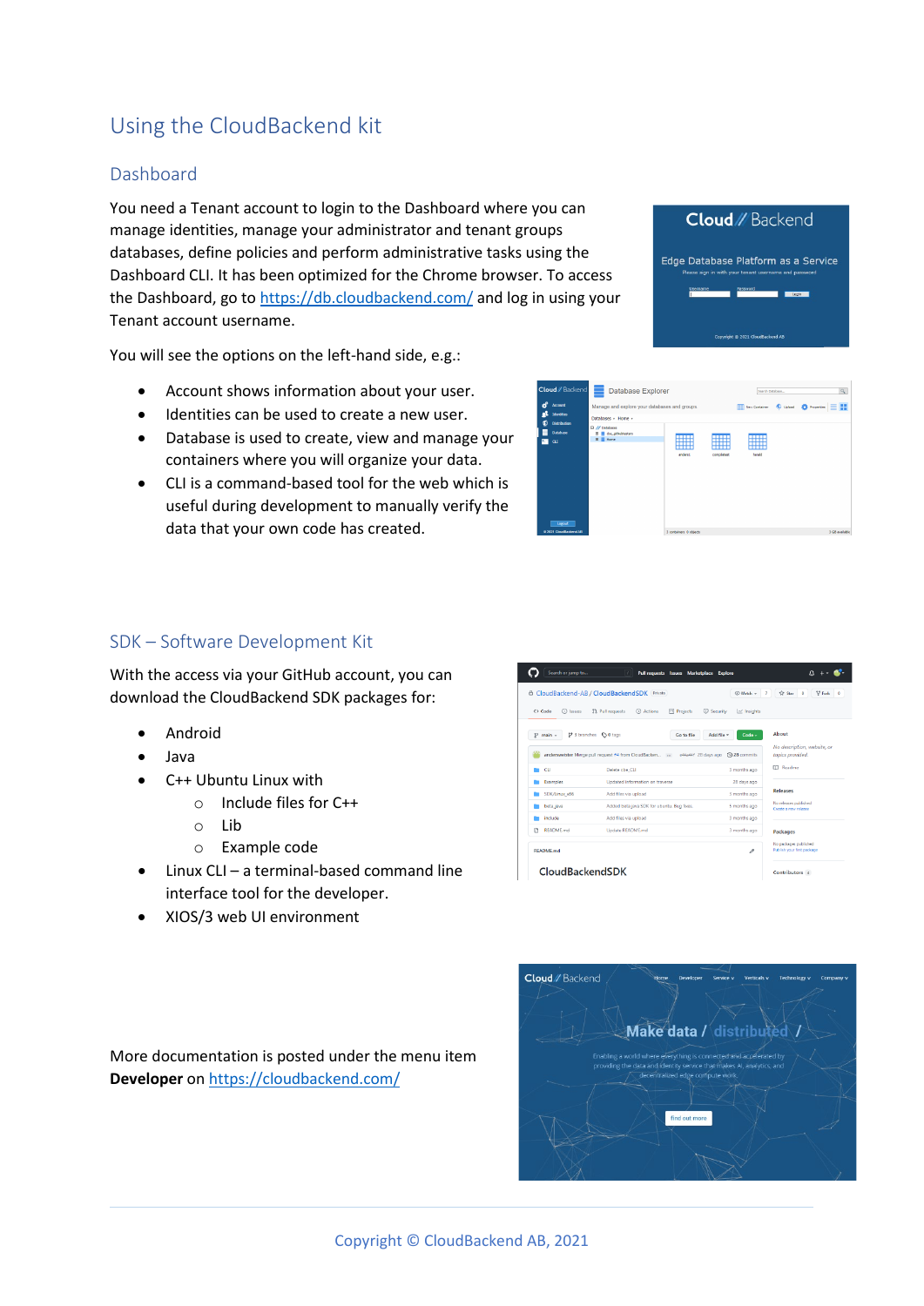# Using the CloudBackend kit

## Dashboard

You need a Tenant account to login to the Dashboard where you can manage identities, manage your administrator and tenant groups databases, define policies and perform administrative tasks using the Dashboard CLI. It has been optimized for the Chrome browser. To access the Dashboard, go to https://db.cloudbackend.com/ and log in using your Tenant account username.

You will see the options on the left-hand side, e.g.:

- Account shows information about your user.
- Identities can be used to create a new user.
- Database is used to create, view and manage your containers where you will organize your data.
- CLI is a command-based tool for the web which is useful during development to manually verify the data that your own code has created.

## SDK – Software Development Kit

With the access via your GitHub account, you can download the CloudBackend SDK packages for:

- Android
- Java
- C++ Ubuntu Linux with
  - Include files for C++
  - Lib
  - Example code
- Linux CLI – a terminal-based command line interface tool for the developer.
- XIOS/3 web UI environment

More documentation is posted under the menu item **Developer** on https://cloudbackend.com/